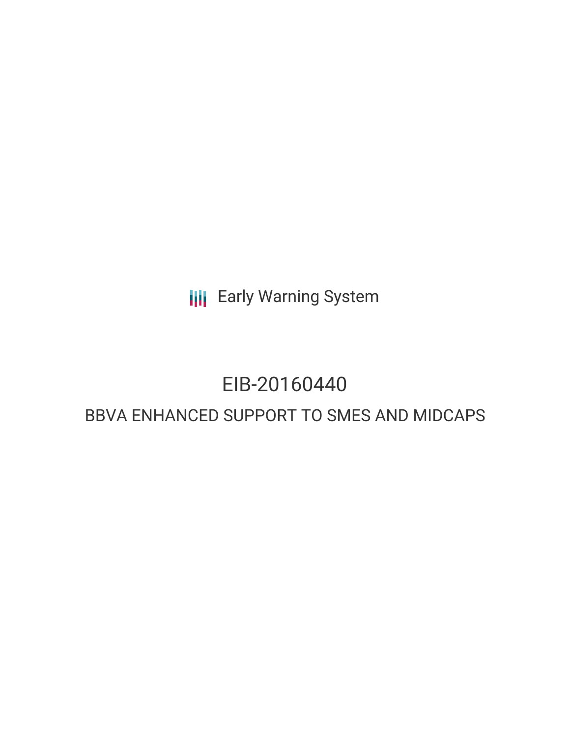Early Warning System

# EIB-20160440

## BBVA ENHANCED SUPPORT TO SMES AND MIDCAPS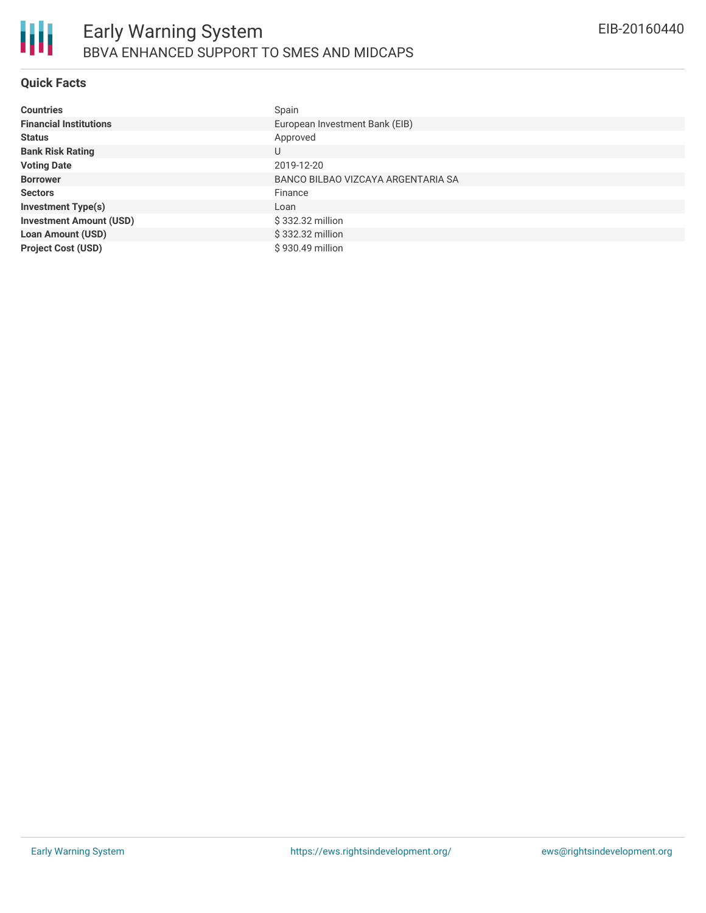## Quick Facts

| | |
|---|---|
| **Countries** | Spain |
| **Financial Institutions** | European Investment Bank (EIB) |
| **Status** | Approved |
| **Bank Risk Rating** | U |
| **Voting Date** | 2019-12-20 |
| **Borrower** | BANCO BILBAO VIZCAYA ARGENTARIA SA |
| **Sectors** | Finance |
| **Investment Type(s)** | Loan |
| **Investment Amount (USD)** | $ 332.32 million |
| **Loan Amount (USD)** | $ 332.32 million |
| **Project Cost (USD)** | $ 930.49 million |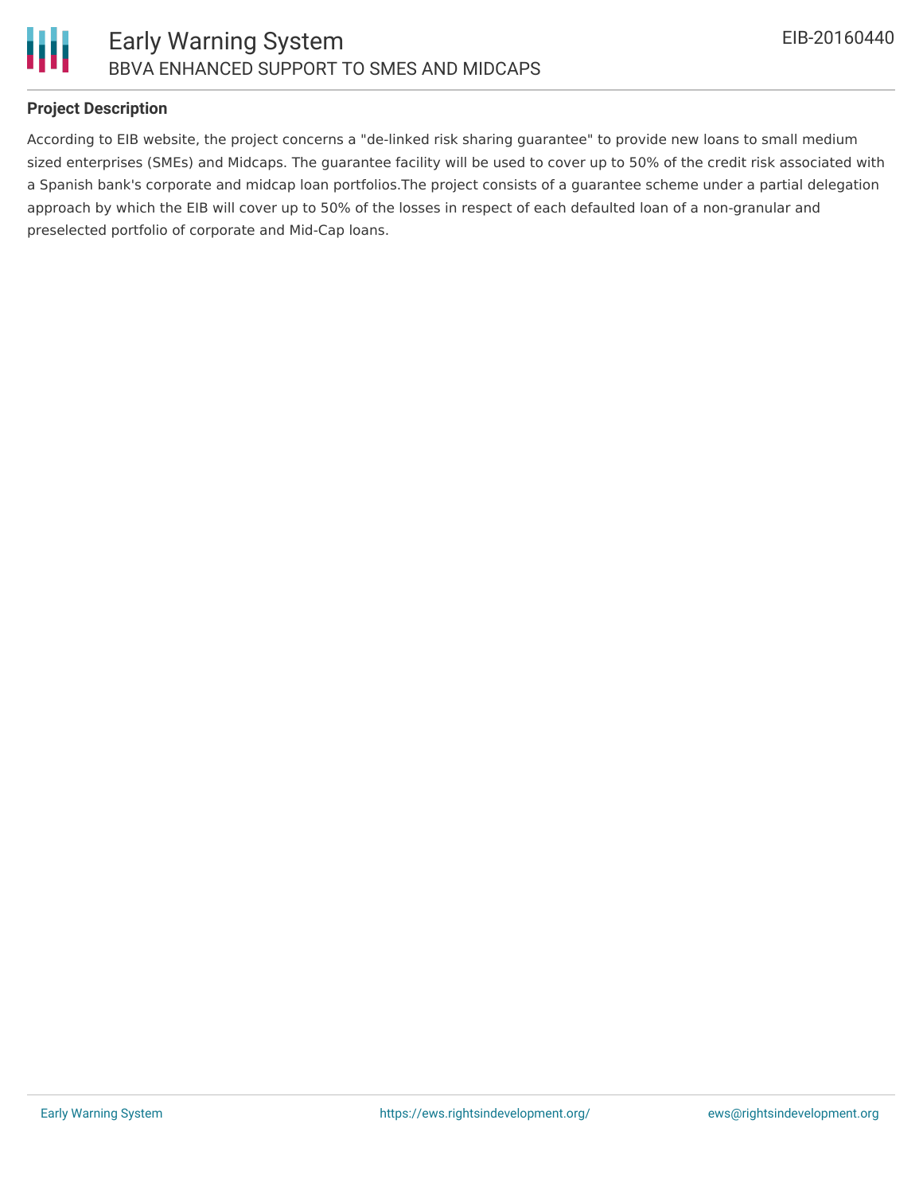## Project Description

According to EIB website, the project concerns a "de-linked risk sharing guarantee" to provide new loans to small medium sized enterprises (SMEs) and Midcaps. The guarantee facility will be used to cover up to 50% of the credit risk associated with a Spanish bank's corporate and midcap loan portfolios.The project consists of a guarantee scheme under a partial delegation approach by which the EIB will cover up to 50% of the losses in respect of each defaulted loan of a non-granular and preselected portfolio of corporate and Mid-Cap loans.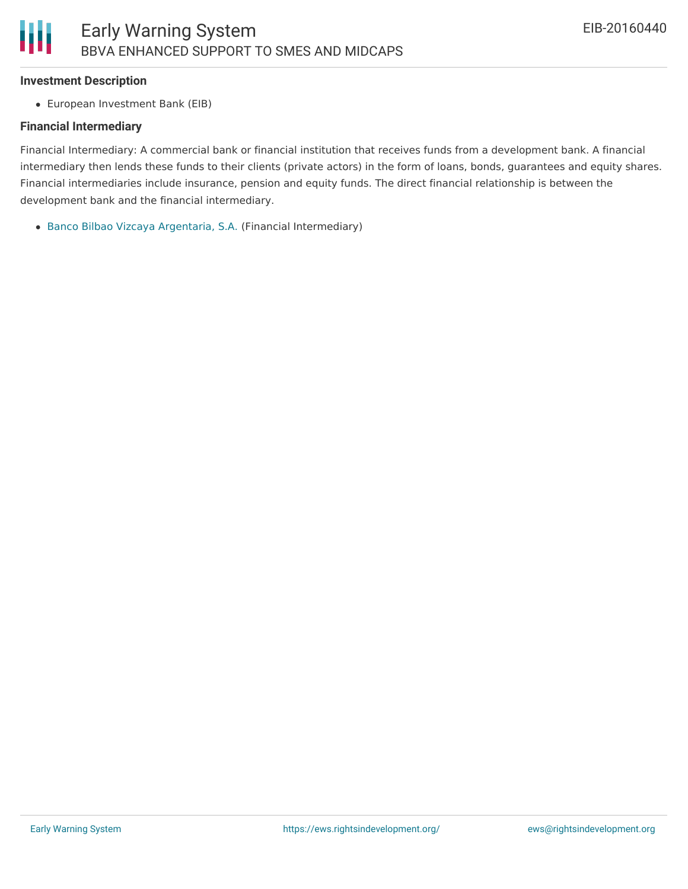**Investment Description**

- European Investment Bank (EIB)

**Financial Intermediary**

Financial Intermediary: A commercial bank or financial institution that receives funds from a development bank. A financial intermediary then lends these funds to their clients (private actors) in the form of loans, bonds, guarantees and equity shares. Financial intermediaries include insurance, pension and equity funds. The direct financial relationship is between the development bank and the financial intermediary.

- Banco Bilbao Vizcaya Argentaria, S.A. (Financial Intermediary)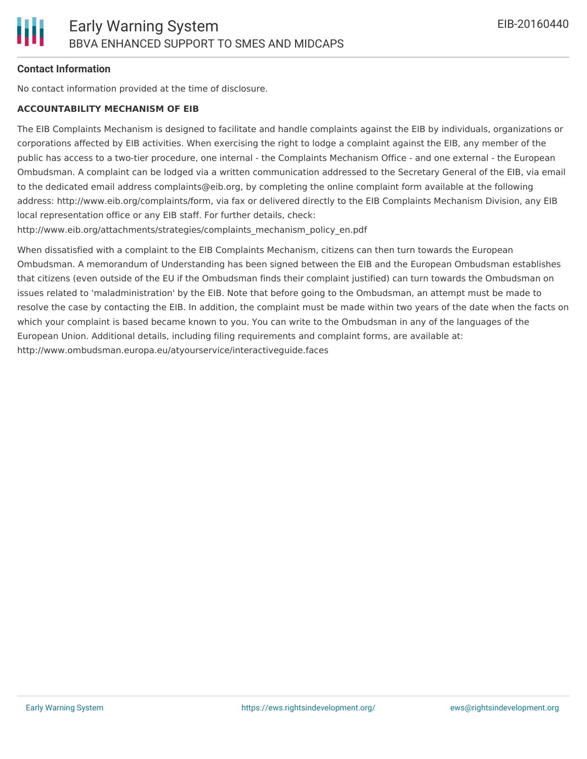**Contact Information**

No contact information provided at the time of disclosure.

**ACCOUNTABILITY MECHANISM OF EIB**

The EIB Complaints Mechanism is designed to facilitate and handle complaints against the EIB by individuals, organizations or corporations affected by EIB activities. When exercising the right to lodge a complaint against the EIB, any member of the public has access to a two-tier procedure, one internal - the Complaints Mechanism Office - and one external - the European Ombudsman. A complaint can be lodged via a written communication addressed to the Secretary General of the EIB, via email to the dedicated email address complaints@eib.org, by completing the online complaint form available at the following address: http://www.eib.org/complaints/form, via fax or delivered directly to the EIB Complaints Mechanism Division, any EIB local representation office or any EIB staff. For further details, check: http://www.eib.org/attachments/strategies/complaints_mechanism_policy_en.pdf

When dissatisfied with a complaint to the EIB Complaints Mechanism, citizens can then turn towards the European Ombudsman. A memorandum of Understanding has been signed between the EIB and the European Ombudsman establishes that citizens (even outside of the EU if the Ombudsman finds their complaint justified) can turn towards the Ombudsman on issues related to 'maladministration' by the EIB. Note that before going to the Ombudsman, an attempt must be made to resolve the case by contacting the EIB. In addition, the complaint must be made within two years of the date when the facts on which your complaint is based became known to you. You can write to the Ombudsman in any of the languages of the European Union. Additional details, including filing requirements and complaint forms, are available at: http://www.ombudsman.europa.eu/atyourservice/interactiveguide.faces